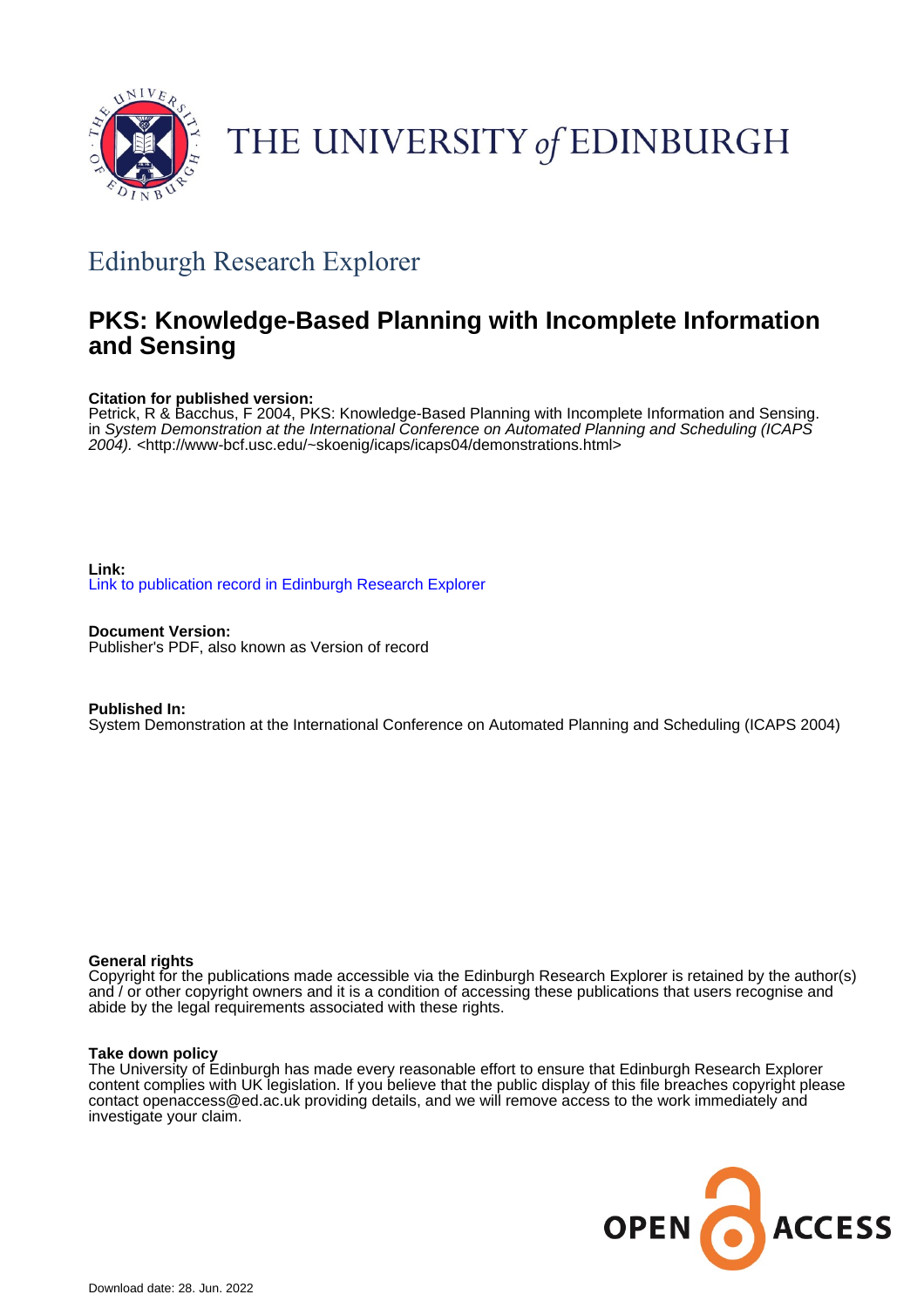THE UNIVERSITY of EDINBURGH

## Edinburgh Research Explorer

# PKS: Knowledge-Based Planning with Incomplete Information and Sensing

**Citation for published version:**
Petrick, R & Bacchus, F 2004, PKS: Knowledge-Based Planning with Incomplete Information and Sensing. in *System Demonstration at the International Conference on Automated Planning and Scheduling (ICAPS 2004).* <http://www-bcf.usc.edu/~skoenig/icaps/icaps04/demonstrations.html>

**Link:**
Link to publication record in Edinburgh Research Explorer

**Document Version:**
Publisher's PDF, also known as Version of record

**Published In:**
System Demonstration at the International Conference on Automated Planning and Scheduling (ICAPS 2004)

**General rights**
Copyright for the publications made accessible via the Edinburgh Research Explorer is retained by the author(s) and / or other copyright owners and it is a condition of accessing these publications that users recognise and abide by the legal requirements associated with these rights.

**Take down policy**
The University of Edinburgh has made every reasonable effort to ensure that Edinburgh Research Explorer content complies with UK legislation. If you believe that the public display of this file breaches copyright please contact openaccess@ed.ac.uk providing details, and we will remove access to the work immediately and investigate your claim.

OPEN ACCESS

Download date: 28. Jun. 2022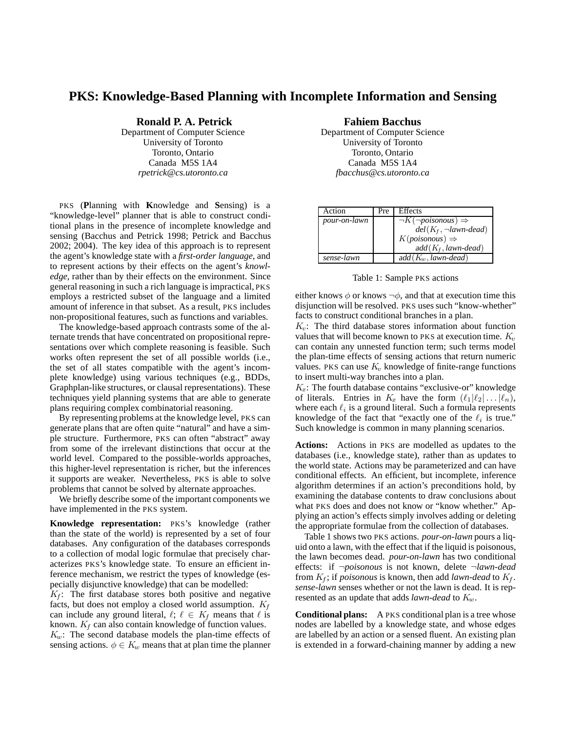# PKS: Knowledge-Based Planning with Incomplete Information and Sensing

**Ronald P. A. Petrick**
Department of Computer Science
University of Toronto
Toronto, Ontario
Canada M5S 1A4
*rpetrick@cs.utoronto.ca*

**Fahiem Bacchus**
Department of Computer Science
University of Toronto
Toronto, Ontario
Canada M5S 1A4
*fbacchus@cs.utoronto.ca*

PKS (**P**lanning with **K**nowledge and **S**ensing) is a "knowledge-level" planner that is able to construct conditional plans in the presence of incomplete knowledge and sensing (Bacchus and Petrick 1998; Petrick and Bacchus 2002; 2004). The key idea of this approach is to represent the agent's knowledge state with a ***first-order language***, and to represent actions by their effects on the agent's *knowledge*, rather than by their effects on the environment. Since general reasoning in such a rich language is impractical, PKS employs a restricted subset of the language and a limited amount of inference in that subset. As a result, PKS includes non-propositional features, such as functions and variables.

The knowledge-based approach contrasts some of the alternate trends that have concentrated on propositional representations over which complete reasoning is feasible. Such works often represent the set of all possible worlds (i.e., the set of all states compatible with the agent's incomplete knowledge) using various techniques (e.g., BDDs, Graphplan-like structures, or clausal representations). These techniques yield planning systems that are able to generate plans requiring complex combinatorial reasoning.

By representing problems at the knowledge level, PKS can generate plans that are often quite "natural" and have a simple structure. Furthermore, PKS can often "abstract" away from some of the irrelevant distinctions that occur at the world level. Compared to the possible-worlds approaches, this higher-level representation is richer, but the inferences it supports are weaker. Nevertheless, PKS is able to solve problems that cannot be solved by alternate approaches.

We briefly describe some of the important components we have implemented in the PKS system.

**Knowledge representation:** PKS's knowledge (rather than the state of the world) is represented by a set of four databases. Any configuration of the databases corresponds to a collection of modal logic formulae that precisely characterizes PKS's knowledge state. To ensure an efficient inference mechanism, we restrict the types of knowledge (especially disjunctive knowledge) that can be modelled:

$K_f$: The first database stores both positive and negative facts, but does not employ a closed world assumption. $K_f$ can include any ground literal, $\ell$; $\ell \in K_f$ means that $\ell$ is known. $K_f$ can also contain knowledge of function values.

$K_w$: The second database models the plan-time effects of sensing actions. $\phi \in K_w$ means that at plan time the planner either knows $\phi$ or knows $\neg\phi$, and that at execution time this disjunction will be resolved. PKS uses such "know-whether" facts to construct conditional branches in a plan.

$K_v$: The third database stores information about function values that will become known to PKS at execution time. $K_v$ can contain any unnested function term; such terms model the plan-time effects of sensing actions that return numeric values. PKS can use $K_v$ knowledge of finite-range functions to insert multi-way branches into a plan.

$K_x$: The fourth database contains "exclusive-or" knowledge of literals. Entries in $K_x$ have the form $(\ell_1|\ell_2|\ldots|\ell_n)$, where each $\ell_i$ is a ground literal. Such a formula represents knowledge of the fact that "exactly one of the $\ell_i$ is true." Such knowledge is common in many planning scenarios.

| Action | Pre | Effects |
|---|---|---|
| *pour-on-lawn* | | $\neg K(\neg poisonous) \Rightarrow$ $del(K_f, \neg lawn\text{-}dead)$ $K(poisonous) \Rightarrow$ $add(K_f, lawn\text{-}dead)$ |
| *sense-lawn* | | $add(K_w, lawn\text{-}dead)$ |

Table 1: Sample PKS actions

**Actions:** Actions in PKS are modelled as updates to the databases (i.e., knowledge state), rather than as updates to the world state. Actions may be parameterized and can have conditional effects. An efficient, but incomplete, inference algorithm determines if an action's preconditions hold, by examining the database contents to draw conclusions about what PKS does and does not know or "know whether." Applying an action's effects simply involves adding or deleting the appropriate formulae from the collection of databases.

Table 1 shows two PKS actions. *pour-on-lawn* pours a liquid onto a lawn, with the effect that if the liquid is poisonous, the lawn becomes dead. *pour-on-lawn* has two conditional effects: if $\neg$*poisonous* is not known, delete $\neg$*lawn-dead* from $K_f$; if *poisonous* is known, then add *lawn-dead* to $K_f$. *sense-lawn* senses whether or not the lawn is dead. It is represented as an update that adds *lawn-dead* to $K_w$.

**Conditional plans:** A PKS conditional plan is a tree whose nodes are labelled by a knowledge state, and whose edges are labelled by an action or a sensed fluent. An existing plan is extended in a forward-chaining manner by adding a new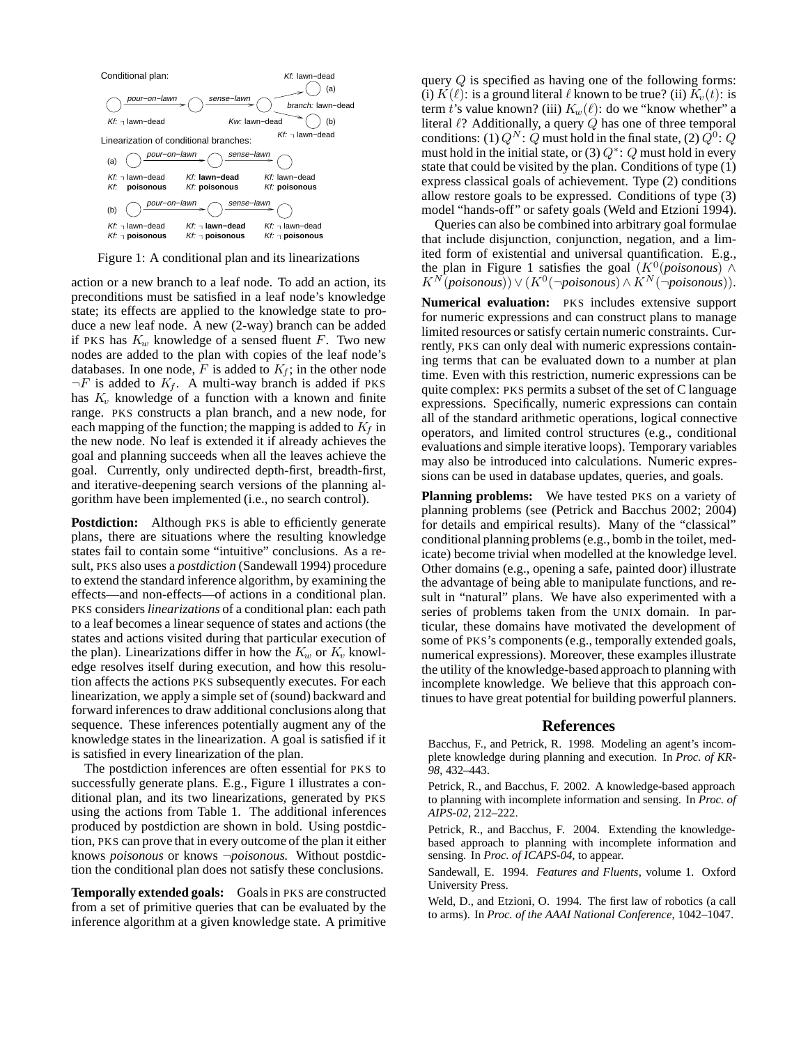Conditional plan:

pour−on−lawn, sense−lawn

Kf: ¬ lawn−dead

Kw: lawn−dead

Kf: lawn−dead (a)

branch: lawn−dead

Kf: ¬ lawn−dead (b)

Linearization of conditional branches:

(a) pour−on−lawn, sense−lawn

Kf: ¬ lawn−dead, Kf: **poisonous** | Kf: **lawn−dead**, Kf: **poisonous** | Kf: lawn−dead, Kf: **poisonous**

(b) pour−on−lawn, sense−lawn

Kf: ¬ lawn−dead, Kf: ¬ **poisonous** | Kf: ¬ **lawn−dead**, Kf: ¬ **poisonous** | Kf: ¬ lawn−dead, Kf: ¬ **poisonous**

Figure 1: A conditional plan and its linearizations

action or a new branch to a leaf node. To add an action, its preconditions must be satisfied in a leaf node's knowledge state; its effects are applied to the knowledge state to produce a new leaf node. A new (2-way) branch can be added if PKS has $K_w$ knowledge of a sensed fluent $F$. Two new nodes are added to the plan with copies of the leaf node's databases. In one node, $F$ is added to $K_f$; in the other node $\neg F$ is added to $K_f$. A multi-way branch is added if PKS has $K_v$ knowledge of a function with a known and finite range. PKS constructs a plan branch, and a new node, for each mapping of the function; the mapping is added to $K_f$ in the new node. No leaf is extended it if already achieves the goal and planning succeeds when all the leaves achieve the goal. Currently, only undirected depth-first, breadth-first, and iterative-deepening search versions of the planning algorithm have been implemented (i.e., no search control).

**Postdiction:** Although PKS is able to efficiently generate plans, there are situations where the resulting knowledge states fail to contain some "intuitive" conclusions. As a result, PKS also uses a *postdiction* (Sandewall 1994) procedure to extend the standard inference algorithm, by examining the effects—and non-effects—of actions in a conditional plan. PKS considers *linearizations* of a conditional plan: each path to a leaf becomes a linear sequence of states and actions (the states and actions visited during that particular execution of the plan). Linearizations differ in how the $K_w$ or $K_v$ knowledge resolves itself during execution, and how this resolution affects the actions PKS subsequently executes. For each linearization, we apply a simple set of (sound) backward and forward inferences to draw additional conclusions along that sequence. These inferences potentially augment any of the knowledge states in the linearization. A goal is satisfied if it is satisfied in every linearization of the plan.

The postdiction inferences are often essential for PKS to successfully generate plans. E.g., Figure 1 illustrates a conditional plan, and its two linearizations, generated by PKS using the actions from Table 1. The additional inferences produced by postdiction are shown in bold. Using postdiction, PKS can prove that in every outcome of the plan it either knows *poisonous* or knows $\neg$*poisonous*. Without postdiction the conditional plan does not satisfy these conclusions.

**Temporally extended goals:** Goals in PKS are constructed from a set of primitive queries that can be evaluated by the inference algorithm at a given knowledge state. A primitive query $Q$ is specified as having one of the following forms: (i) $K(\ell)$: is a ground literal $\ell$ known to be true? (ii) $K_v(t)$: is term $t$'s value known? (iii) $K_w(\ell)$: do we "know whether" a literal $\ell$? Additionally, a query $Q$ has one of three temporal conditions: (1) $Q^N$: $Q$ must hold in the final state, (2) $Q^0$: $Q$ must hold in the initial state, or (3) $Q^*$: $Q$ must hold in every state that could be visited by the plan. Conditions of type (1) express classical goals of achievement. Type (2) conditions allow restore goals to be expressed. Conditions of type (3) model "hands-off" or safety goals (Weld and Etzioni 1994).

Queries can also be combined into arbitrary goal formulae that include disjunction, conjunction, negation, and a limited form of existential and universal quantification. E.g., the plan in Figure 1 satisfies the goal $(K^0(\textit{poisonous}) \wedge K^N(\textit{poisonous})) \vee (K^0(\neg\textit{poisonous}) \wedge K^N(\neg\textit{poisonous}))$.

**Numerical evaluation:** PKS includes extensive support for numeric expressions and can construct plans to manage limited resources or satisfy certain numeric constraints. Currently, PKS can only deal with numeric expressions containing terms that can be evaluated down to a number at plan time. Even with this restriction, numeric expressions can be quite complex: PKS permits a subset of the set of C language expressions. Specifically, numeric expressions can contain all of the standard arithmetic operations, logical connective operators, and limited control structures (e.g., conditional evaluations and simple iterative loops). Temporary variables may also be introduced into calculations. Numeric expressions can be used in database updates, queries, and goals.

**Planning problems:** We have tested PKS on a variety of planning problems (see (Petrick and Bacchus 2002; 2004) for details and empirical results). Many of the "classical" conditional planning problems (e.g., bomb in the toilet, medicate) become trivial when modelled at the knowledge level. Other domains (e.g., opening a safe, painted door) illustrate the advantage of being able to manipulate functions, and result in "natural" plans. We have also experimented with a series of problems taken from the UNIX domain. In particular, these domains have motivated the development of some of PKS's components (e.g., temporally extended goals, numerical expressions). Moreover, these examples illustrate the utility of the knowledge-based approach to planning with incomplete knowledge. We believe that this approach continues to have great potential for building powerful planners.

## References

Bacchus, F., and Petrick, R. 1998. Modeling an agent's incomplete knowledge during planning and execution. In *Proc. of KR-98*, 432–443.

Petrick, R., and Bacchus, F. 2002. A knowledge-based approach to planning with incomplete information and sensing. In *Proc. of AIPS-02*, 212–222.

Petrick, R., and Bacchus, F. 2004. Extending the knowledge-based approach to planning with incomplete information and sensing. In *Proc. of ICAPS-04*, to appear.

Sandewall, E. 1994. *Features and Fluents*, volume 1. Oxford University Press.

Weld, D., and Etzioni, O. 1994. The first law of robotics (a call to arms). In *Proc. of the AAAI National Conference*, 1042–1047.